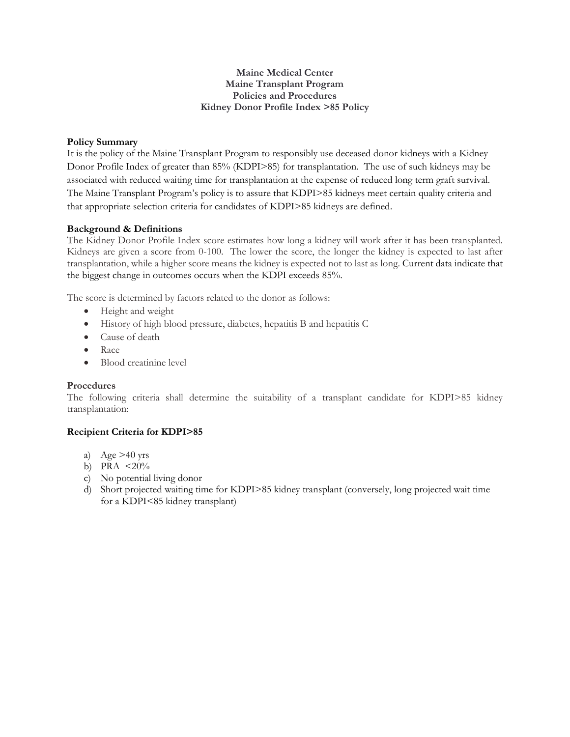**Maine Medical Center**
**Maine Transplant Program**
**Policies and Procedures**
**Kidney Donor Profile Index >85 Policy**

### Policy Summary

It is the policy of the Maine Transplant Program to responsibly use deceased donor kidneys with a Kidney Donor Profile Index of greater than 85% (KDPI>85) for transplantation. The use of such kidneys may be associated with reduced waiting time for transplantation at the expense of reduced long term graft survival. The Maine Transplant Program's policy is to assure that KDPI>85 kidneys meet certain quality criteria and that appropriate selection criteria for candidates of KDPI>85 kidneys are defined.

### Background & Definitions

The Kidney Donor Profile Index score estimates how long a kidney will work after it has been transplanted. Kidneys are given a score from 0-100. The lower the score, the longer the kidney is expected to last after transplantation, while a higher score means the kidney is expected not to last as long. Current data indicate that the biggest change in outcomes occurs when the KDPI exceeds 85%.

The score is determined by factors related to the donor as follows:

- Height and weight
- History of high blood pressure, diabetes, hepatitis B and hepatitis C
- Cause of death
- Race
- Blood creatinine level

### Procedures

The following criteria shall determine the suitability of a transplant candidate for KDPI>85 kidney transplantation:

### Recipient Criteria for KDPI>85

a) Age >40 yrs
b) PRA <20%
c) No potential living donor
d) Short projected waiting time for KDPI>85 kidney transplant (conversely, long projected wait time for a KDPI<85 kidney transplant)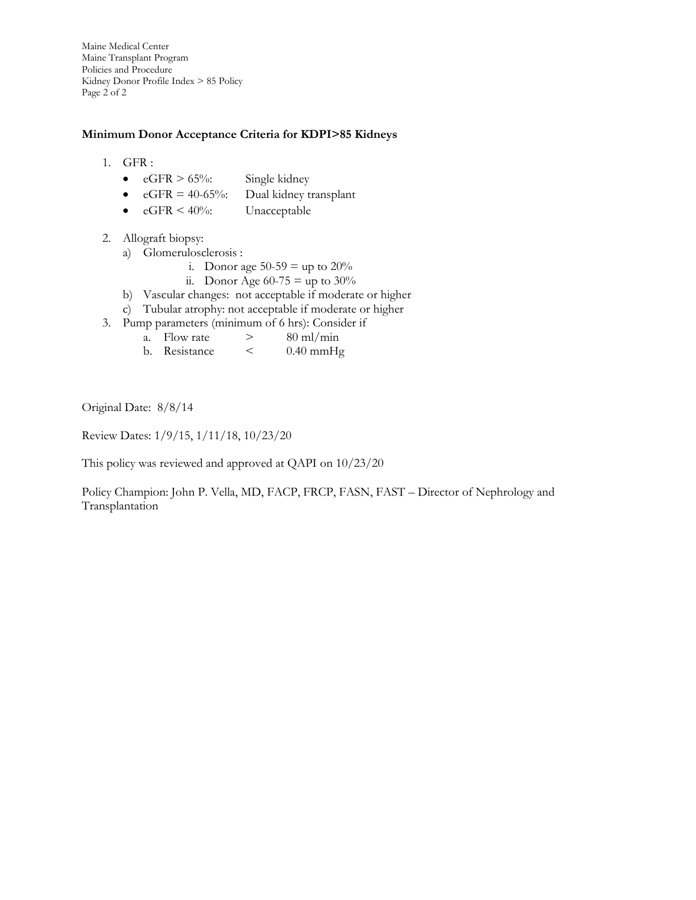**Minimum Donor Acceptance Criteria for KDPI>85 Kidneys**

1. GFR :
   - eGFR > 65%: Single kidney
   - eGFR = 40-65%: Dual kidney transplant
   - eGFR < 40%: Unacceptable

2. Allograft biopsy:
   a) Glomerulosclerosis :
      i. Donor age 50-59 = up to 20%
      ii. Donor Age 60-75 = up to 30%
   
   b) Vascular changes: not acceptable if moderate or higher
   
   c) Tubular atrophy: not acceptable if moderate or higher

3. Pump parameters (minimum of 6 hrs): Consider if
   a. Flow rate > 80 ml/min
   b. Resistance < 0.40 mmHg

Original Date: 8/8/14

Review Dates: 1/9/15, 1/11/18, 10/23/20

This policy was reviewed and approved at QAPI on 10/23/20

Policy Champion: John P. Vella, MD, FACP, FRCP, FASN, FAST – Director of Nephrology and Transplantation